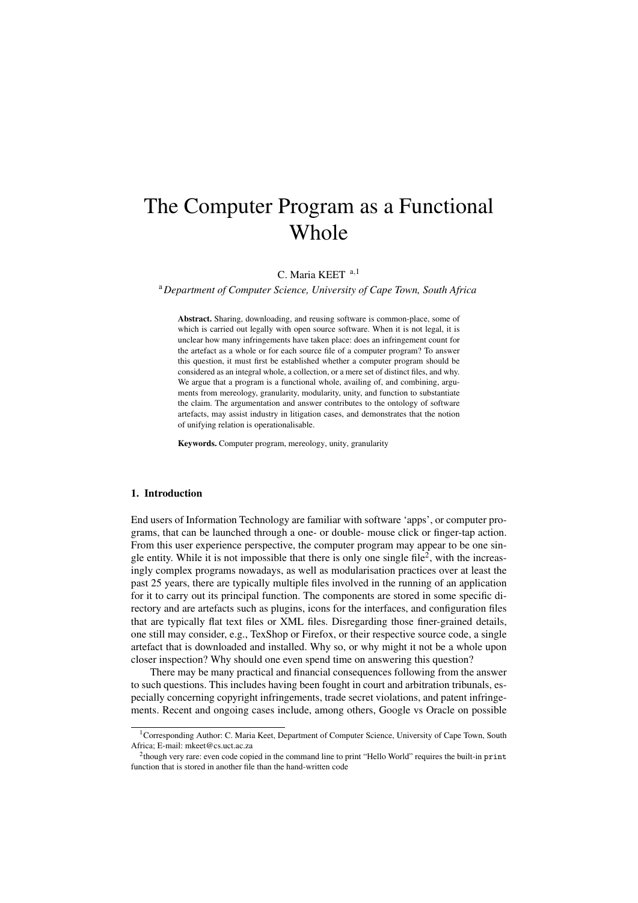# The Computer Program as a Functional Whole

C. Maria KEET [a,1]

[a] *Department of Computer Science, University of Cape Town, South Africa*

**Abstract.** Sharing, downloading, and reusing software is common-place, some of which is carried out legally with open source software. When it is not legal, it is unclear how many infringements have taken place: does an infringement count for the artefact as a whole or for each source file of a computer program? To answer this question, it must first be established whether a computer program should be considered as an integral whole, a collection, or a mere set of distinct files, and why. We argue that a program is a functional whole, availing of, and combining, arguments from mereology, granularity, modularity, unity, and function to substantiate the claim. The argumentation and answer contributes to the ontology of software artefacts, may assist industry in litigation cases, and demonstrates that the notion of unifying relation is operationalisable.

**Keywords.** Computer program, mereology, unity, granularity

## 1. Introduction

End users of Information Technology are familiar with software 'apps', or computer programs, that can be launched through a one- or double- mouse click or finger-tap action. From this user experience perspective, the computer program may appear to be one single entity. While it is not impossible that there is only one single file[2], with the increasingly complex programs nowadays, as well as modularisation practices over at least the past 25 years, there are typically multiple files involved in the running of an application for it to carry out its principal function. The components are stored in some specific directory and are artefacts such as plugins, icons for the interfaces, and configuration files that are typically flat text files or XML files. Disregarding those finer-grained details, one still may consider, e.g., TexShop or Firefox, or their respective source code, a single artefact that is downloaded and installed. Why so, or why might it not be a whole upon closer inspection? Why should one even spend time on answering this question?

There may be many practical and financial consequences following from the answer to such questions. This includes having been fought in court and arbitration tribunals, especially concerning copyright infringements, trade secret violations, and patent infringements. Recent and ongoing cases include, among others, Google vs Oracle on possible

---

[1] Corresponding Author: C. Maria Keet, Department of Computer Science, University of Cape Town, South Africa; E-mail: mkeet@cs.uct.ac.za

[2] though very rare: even code copied in the command line to print "Hello World" requires the built-in `print` function that is stored in another file than the hand-written code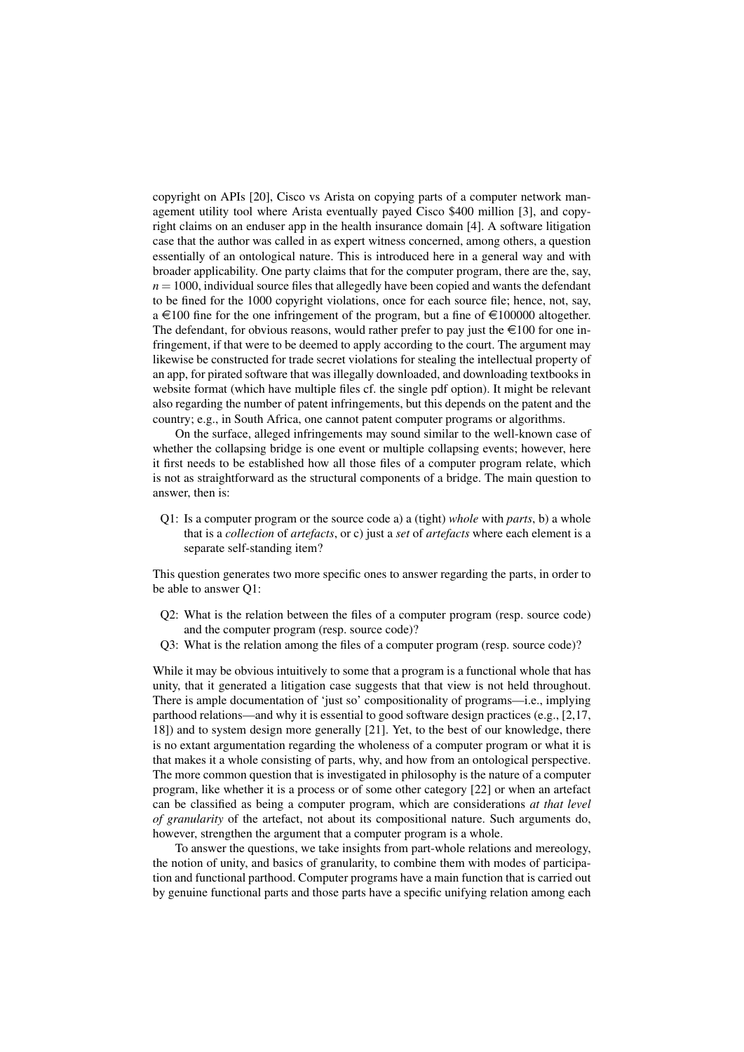copyright on APIs [20], Cisco vs Arista on copying parts of a computer network management utility tool where Arista eventually payed Cisco $400 million [3], and copyright claims on an enduser app in the health insurance domain [4]. A software litigation case that the author was called in as expert witness concerned, among others, a question essentially of an ontological nature. This is introduced here in a general way and with broader applicability. One party claims that for the computer program, there are the, say, $n = 1000$, individual source files that allegedly have been copied and wants the defendant to be fined for the 1000 copyright violations, once for each source file; hence, not, say, a €100 fine for the one infringement of the program, but a fine of €100000 altogether. The defendant, for obvious reasons, would rather prefer to pay just the €100 for one infringement, if that were to be deemed to apply according to the court. The argument may likewise be constructed for trade secret violations for stealing the intellectual property of an app, for pirated software that was illegally downloaded, and downloading textbooks in website format (which have multiple files cf. the single pdf option). It might be relevant also regarding the number of patent infringements, but this depends on the patent and the country; e.g., in South Africa, one cannot patent computer programs or algorithms.

On the surface, alleged infringements may sound similar to the well-known case of whether the collapsing bridge is one event or multiple collapsing events; however, here it first needs to be established how all those files of a computer program relate, which is not as straightforward as the structural components of a bridge. The main question to answer, then is:

- Q1: Is a computer program or the source code a) a (tight) *whole* with *parts*, b) a whole that is a *collection* of *artefacts*, or c) just a *set* of *artefacts* where each element is a separate self-standing item?

This question generates two more specific ones to answer regarding the parts, in order to be able to answer Q1:

- Q2: What is the relation between the files of a computer program (resp. source code) and the computer program (resp. source code)?
- Q3: What is the relation among the files of a computer program (resp. source code)?

While it may be obvious intuitively to some that a program is a functional whole that has unity, that it generated a litigation case suggests that that view is not held throughout. There is ample documentation of 'just so' compositionality of programs—i.e., implying parthood relations—and why it is essential to good software design practices (e.g., [2,17, 18]) and to system design more generally [21]. Yet, to the best of our knowledge, there is no extant argumentation regarding the wholeness of a computer program or what it is that makes it a whole consisting of parts, why, and how from an ontological perspective. The more common question that is investigated in philosophy is the nature of a computer program, like whether it is a process or of some other category [22] or when an artefact can be classified as being a computer program, which are considerations *at that level of granularity* of the artefact, not about its compositional nature. Such arguments do, however, strengthen the argument that a computer program is a whole.

To answer the questions, we take insights from part-whole relations and mereology, the notion of unity, and basics of granularity, to combine them with modes of participation and functional parthood. Computer programs have a main function that is carried out by genuine functional parts and those parts have a specific unifying relation among each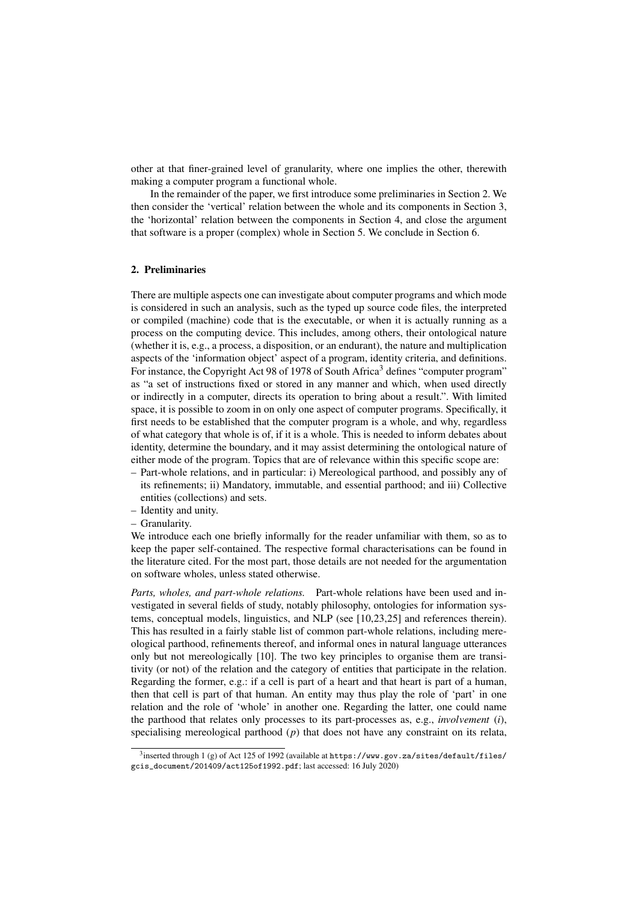other at that finer-grained level of granularity, where one implies the other, therewith making a computer program a functional whole.

In the remainder of the paper, we first introduce some preliminaries in Section 2. We then consider the 'vertical' relation between the whole and its components in Section 3, the 'horizontal' relation between the components in Section 4, and close the argument that software is a proper (complex) whole in Section 5. We conclude in Section 6.

## 2. Preliminaries

There are multiple aspects one can investigate about computer programs and which mode is considered in such an analysis, such as the typed up source code files, the interpreted or compiled (machine) code that is the executable, or when it is actually running as a process on the computing device. This includes, among others, their ontological nature (whether it is, e.g., a process, a disposition, or an endurant), the nature and multiplication aspects of the 'information object' aspect of a program, identity criteria, and definitions. For instance, the Copyright Act 98 of 1978 of South Africa[3] defines "computer program" as "a set of instructions fixed or stored in any manner and which, when used directly or indirectly in a computer, directs its operation to bring about a result.". With limited space, it is possible to zoom in on only one aspect of computer programs. Specifically, it first needs to be established that the computer program is a whole, and why, regardless of what category that whole is of, if it is a whole. This is needed to inform debates about identity, determine the boundary, and it may assist determining the ontological nature of either mode of the program. Topics that are of relevance within this specific scope are:

- Part-whole relations, and in particular: i) Mereological parthood, and possibly any of its refinements; ii) Mandatory, immutable, and essential parthood; and iii) Collective entities (collections) and sets.
- Identity and unity.
- Granularity.

We introduce each one briefly informally for the reader unfamiliar with them, so as to keep the paper self-contained. The respective formal characterisations can be found in the literature cited. For the most part, those details are not needed for the argumentation on software wholes, unless stated otherwise.

*Parts, wholes, and part-whole relations.* Part-whole relations have been used and investigated in several fields of study, notably philosophy, ontologies for information systems, conceptual models, linguistics, and NLP (see [10,23,25] and references therein). This has resulted in a fairly stable list of common part-whole relations, including mereological parthood, refinements thereof, and informal ones in natural language utterances only but not mereologically [10]. The two key principles to organise them are transitivity (or not) of the relation and the category of entities that participate in the relation. Regarding the former, e.g.: if a cell is part of a heart and that heart is part of a human, then that cell is part of that human. An entity may thus play the role of 'part' in one relation and the role of 'whole' in another one. Regarding the latter, one could name the parthood that relates only processes to its part-processes as, e.g., *involvement* ($i$), specialising mereological parthood ($p$) that does not have any constraint on its relata,

[3] inserted through 1 (g) of Act 125 of 1992 (available at https://www.gov.za/sites/default/files/gcis_document/201409/act125of1992.pdf; last accessed: 16 July 2020)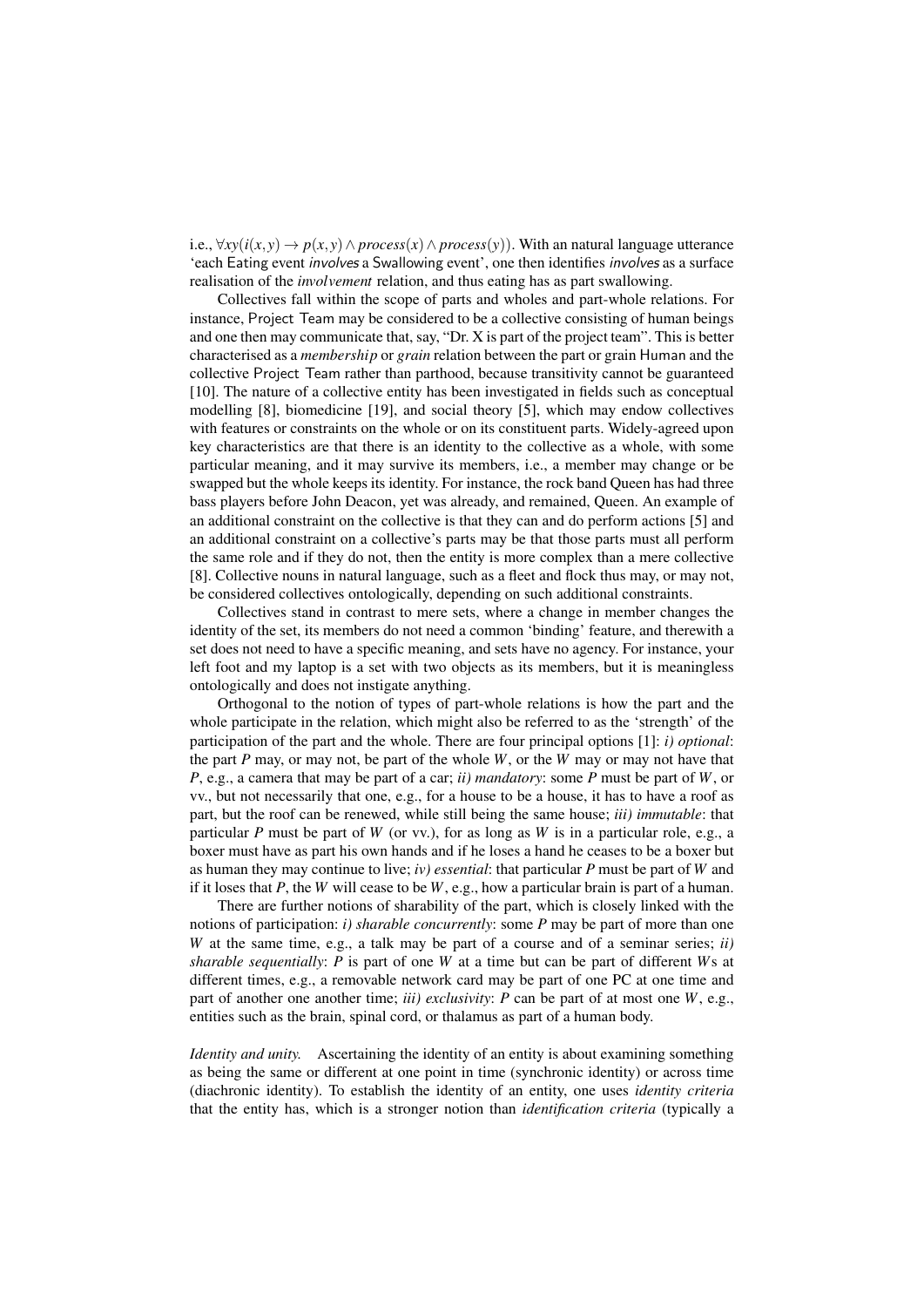i.e., $\forall xy(i(x,y) \rightarrow p(x,y) \land process(x) \land process(y))$. With an natural language utterance 'each Eating event *involves* a Swallowing event', one then identifies *involves* as a surface realisation of the *involvement* relation, and thus eating has as part swallowing.

Collectives fall within the scope of parts and wholes and part-whole relations. For instance, Project Team may be considered to be a collective consisting of human beings and one then may communicate that, say, "Dr. X is part of the project team". This is better characterised as a *membership* or *grain* relation between the part or grain Human and the collective Project Team rather than parthood, because transitivity cannot be guaranteed [10]. The nature of a collective entity has been investigated in fields such as conceptual modelling [8], biomedicine [19], and social theory [5], which may endow collectives with features or constraints on the whole or on its constituent parts. Widely-agreed upon key characteristics are that there is an identity to the collective as a whole, with some particular meaning, and it may survive its members, i.e., a member may change or be swapped but the whole keeps its identity. For instance, the rock band Queen has had three bass players before John Deacon, yet was already, and remained, Queen. An example of an additional constraint on the collective is that they can and do perform actions [5] and an additional constraint on a collective's parts may be that those parts must all perform the same role and if they do not, then the entity is more complex than a mere collective [8]. Collective nouns in natural language, such as a fleet and flock thus may, or may not, be considered collectives ontologically, depending on such additional constraints.

Collectives stand in contrast to mere sets, where a change in member changes the identity of the set, its members do not need a common 'binding' feature, and therewith a set does not need to have a specific meaning, and sets have no agency. For instance, your left foot and my laptop is a set with two objects as its members, but it is meaningless ontologically and does not instigate anything.

Orthogonal to the notion of types of part-whole relations is how the part and the whole participate in the relation, which might also be referred to as the 'strength' of the participation of the part and the whole. There are four principal options [1]: *i) optional*: the part $P$ may, or may not, be part of the whole $W$, or the $W$ may or may not have that $P$, e.g., a camera that may be part of a car; *ii) mandatory*: some $P$ must be part of $W$, or vv., but not necessarily that one, e.g., for a house to be a house, it has to have a roof as part, but the roof can be renewed, while still being the same house; *iii) immutable*: that particular $P$ must be part of $W$ (or vv.), for as long as $W$ is in a particular role, e.g., a boxer must have as part his own hands and if he loses a hand he ceases to be a boxer but as human they may continue to live; *iv) essential*: that particular $P$ must be part of $W$ and if it loses that $P$, the $W$ will cease to be $W$, e.g., how a particular brain is part of a human.

There are further notions of sharability of the part, which is closely linked with the notions of participation: *i) sharable concurrently*: some $P$ may be part of more than one $W$ at the same time, e.g., a talk may be part of a course and of a seminar series; *ii) sharable sequentially*: $P$ is part of one $W$ at a time but can be part of different $W$s at different times, e.g., a removable network card may be part of one PC at one time and part of another one another time; *iii) exclusivity*: $P$ can be part of at most one $W$, e.g., entities such as the brain, spinal cord, or thalamus as part of a human body.

*Identity and unity.* Ascertaining the identity of an entity is about examining something as being the same or different at one point in time (synchronic identity) or across time (diachronic identity). To establish the identity of an entity, one uses *identity criteria* that the entity has, which is a stronger notion than *identification criteria* (typically a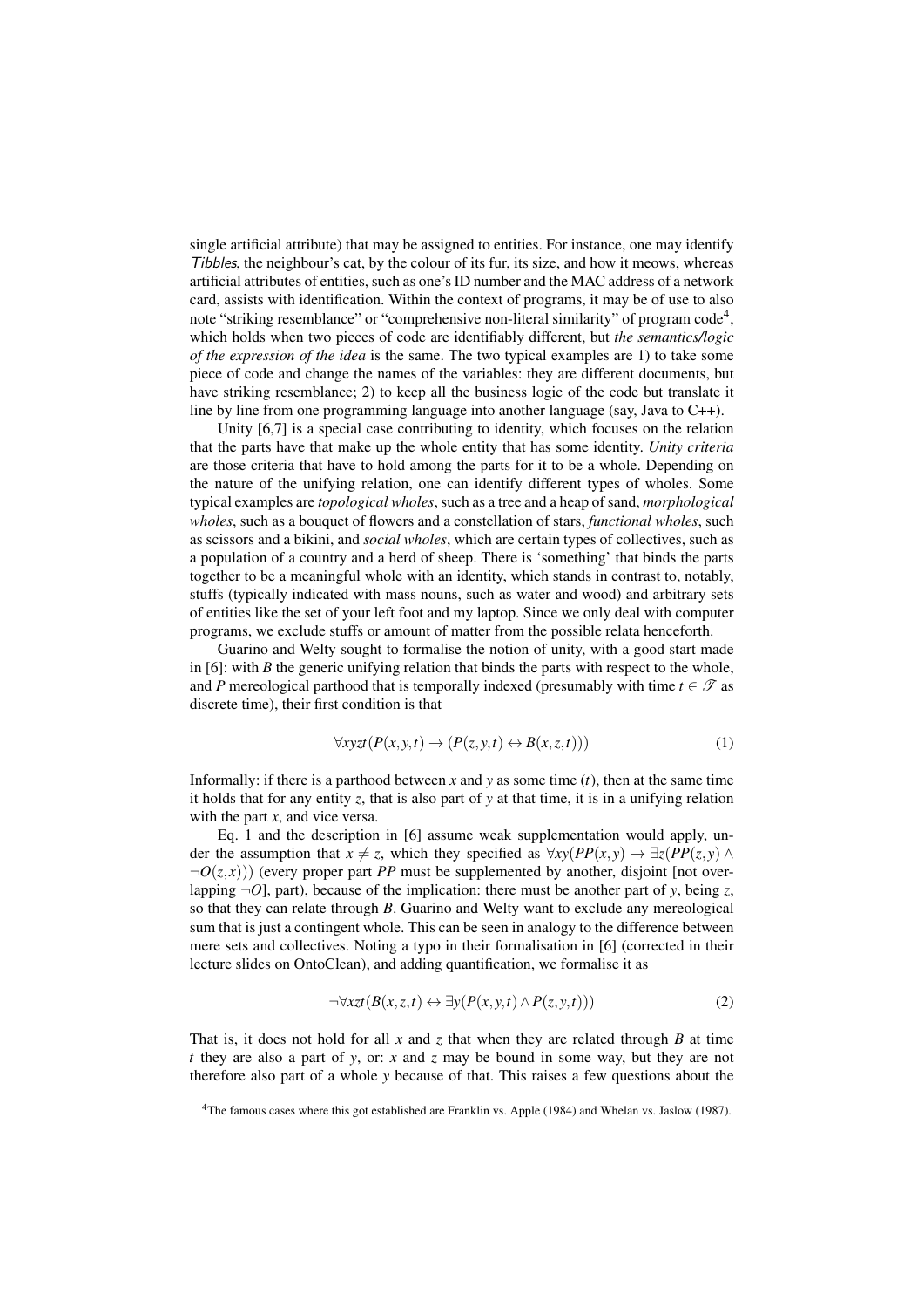single artificial attribute) that may be assigned to entities. For instance, one may identify *Tibbles*, the neighbour's cat, by the colour of its fur, its size, and how it meows, whereas artificial attributes of entities, such as one's ID number and the MAC address of a network card, assists with identification. Within the context of programs, it may be of use to also note "striking resemblance" or "comprehensive non-literal similarity" of program code[4], which holds when two pieces of code are identifiably different, but *the semantics/logic of the expression of the idea* is the same. The two typical examples are 1) to take some piece of code and change the names of the variables: they are different documents, but have striking resemblance; 2) to keep all the business logic of the code but translate it line by line from one programming language into another language (say, Java to C++).

Unity [6,7] is a special case contributing to identity, which focuses on the relation that the parts have that make up the whole entity that has some identity. *Unity criteria* are those criteria that have to hold among the parts for it to be a whole. Depending on the nature of the unifying relation, one can identify different types of wholes. Some typical examples are *topological wholes*, such as a tree and a heap of sand, *morphological wholes*, such as a bouquet of flowers and a constellation of stars, *functional wholes*, such as scissors and a bikini, and *social wholes*, which are certain types of collectives, such as a population of a country and a herd of sheep. There is 'something' that binds the parts together to be a meaningful whole with an identity, which stands in contrast to, notably, stuffs (typically indicated with mass nouns, such as water and wood) and arbitrary sets of entities like the set of your left foot and my laptop. Since we only deal with computer programs, we exclude stuffs or amount of matter from the possible relata henceforth.

Guarino and Welty sought to formalise the notion of unity, with a good start made in [6]: with $B$ the generic unifying relation that binds the parts with respect to the whole, and $P$ mereological parthood that is temporally indexed (presumably with time $t \in \mathscr{T}$ as discrete time), their first condition is that

$$\forall xyzt(P(x,y,t) \rightarrow (P(z,y,t) \leftrightarrow B(x,z,t))) \tag{1}$$

Informally: if there is a parthood between $x$ and $y$ as some time ($t$), then at the same time it holds that for any entity $z$, that is also part of $y$ at that time, it is in a unifying relation with the part $x$, and vice versa.

Eq. 1 and the description in [6] assume weak supplementation would apply, under the assumption that $x \neq z$, which they specified as $\forall xy(PP(x,y) \rightarrow \exists z(PP(z,y) \wedge \neg O(z,x)))$ (every proper part $PP$ must be supplemented by another, disjoint [not overlapping $\neg O$], part), because of the implication: there must be another part of $y$, being $z$, so that they can relate through $B$. Guarino and Welty want to exclude any mereological sum that is just a contingent whole. This can be seen in analogy to the difference between mere sets and collectives. Noting a typo in their formalisation in [6] (corrected in their lecture slides on OntoClean), and adding quantification, we formalise it as

$$\neg\forall xzt(B(x,z,t) \leftrightarrow \exists y(P(x,y,t) \wedge P(z,y,t))) \tag{2}$$

That is, it does not hold for all $x$ and $z$ that when they are related through $B$ at time $t$ they are also a part of $y$, or: $x$ and $z$ may be bound in some way, but they are not therefore also part of a whole $y$ because of that. This raises a few questions about the

[4] The famous cases where this got established are Franklin vs. Apple (1984) and Whelan vs. Jaslow (1987).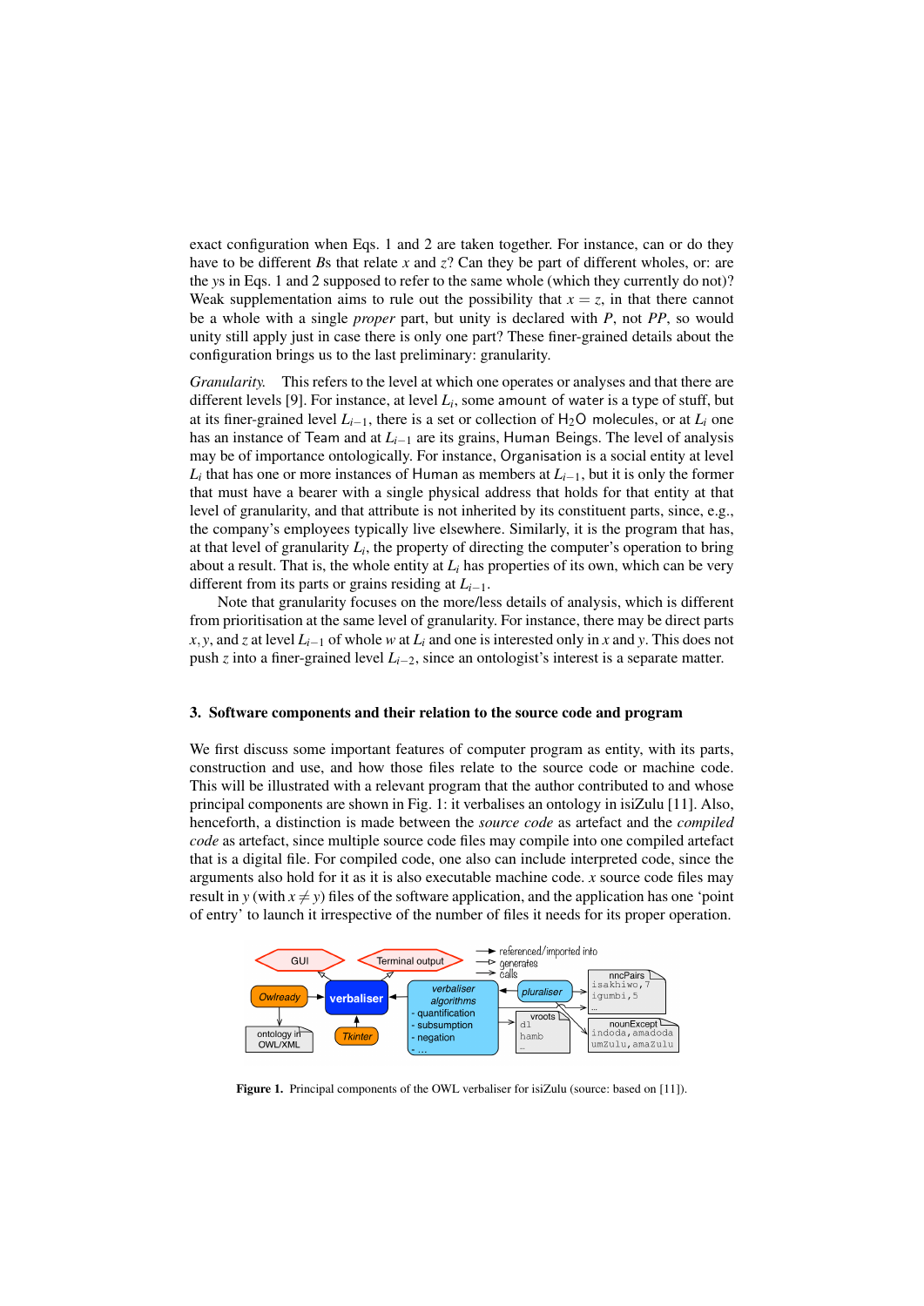exact configuration when Eqs. 1 and 2 are taken together. For instance, can or do they have to be different $B$s that relate $x$ and $z$? Can they be part of different wholes, or: are the $y$s in Eqs. 1 and 2 supposed to refer to the same whole (which they currently do not)? Weak supplementation aims to rule out the possibility that $x = z$, in that there cannot be a whole with a single *proper* part, but unity is declared with $P$, not $PP$, so would unity still apply just in case there is only one part? These finer-grained details about the configuration brings us to the last preliminary: granularity.

*Granularity.* This refers to the level at which one operates or analyses and that there are different levels [9]. For instance, at level $L_i$, some amount of water is a type of stuff, but at its finer-grained level $L_{i-1}$, there is a set or collection of $H_2O$ molecules, or at $L_i$ one has an instance of Team and at $L_{i-1}$ are its grains, Human Beings. The level of analysis may be of importance ontologically. For instance, Organisation is a social entity at level $L_i$ that has one or more instances of Human as members at $L_{i-1}$, but it is only the former that must have a bearer with a single physical address that holds for that entity at that level of granularity, and that attribute is not inherited by its constituent parts, since, e.g., the company's employees typically live elsewhere. Similarly, it is the program that has, at that level of granularity $L_i$, the property of directing the computer's operation to bring about a result. That is, the whole entity at $L_i$ has properties of its own, which can be very different from its parts or grains residing at $L_{i-1}$.

Note that granularity focuses on the more/less details of analysis, which is different from prioritisation at the same level of granularity. For instance, there may be direct parts $x, y$, and $z$ at level $L_{i-1}$ of whole $w$ at $L_i$ and one is interested only in $x$ and $y$. This does not push $z$ into a finer-grained level $L_{i-2}$, since an ontologist's interest is a separate matter.

## 3. Software components and their relation to the source code and program

We first discuss some important features of computer program as entity, with its parts, construction and use, and how those files relate to the source code or machine code. This will be illustrated with a relevant program that the author contributed to and whose principal components are shown in Fig. 1: it verbalises an ontology in isiZulu [11]. Also, henceforth, a distinction is made between the *source code* as artefact and the *compiled code* as artefact, since multiple source code files may compile into one compiled artefact that is a digital file. For compiled code, one also can include interpreted code, since the arguments also hold for it as it is also executable machine code. $x$ source code files may result in $y$ (with $x \neq y$) files of the software application, and the application has one 'point of entry' to launch it irrespective of the number of files it needs for its proper operation.

**Figure 1.** Principal components of the OWL verbaliser for isiZulu (source: based on [11]).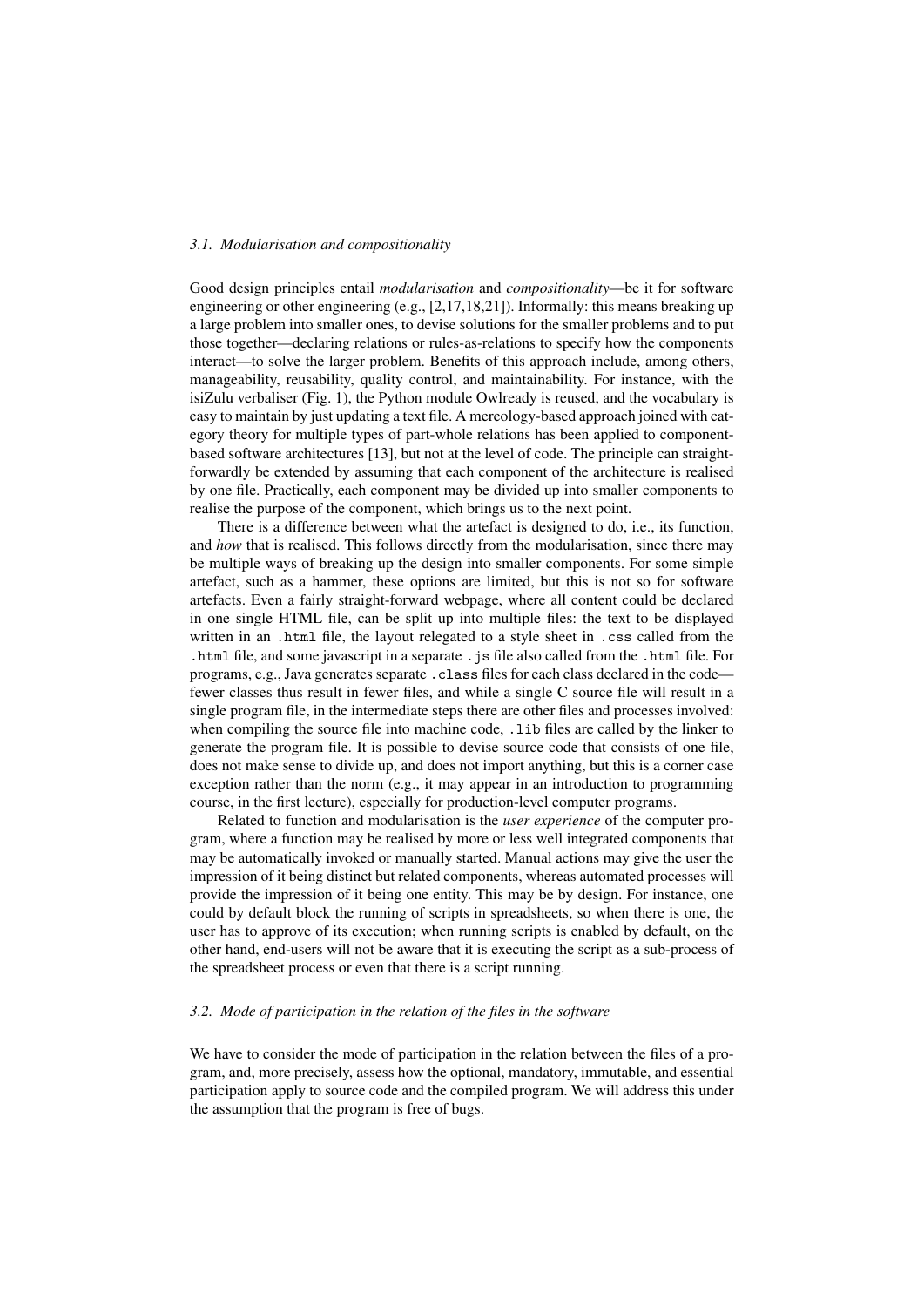### 3.1. Modularisation and compositionality

Good design principles entail *modularisation* and *compositionality*—be it for software engineering or other engineering (e.g., [2,17,18,21]). Informally: this means breaking up a large problem into smaller ones, to devise solutions for the smaller problems and to put those together—declaring relations or rules-as-relations to specify how the components interact—to solve the larger problem. Benefits of this approach include, among others, manageability, reusability, quality control, and maintainability. For instance, with the isiZulu verbaliser (Fig. 1), the Python module Owlready is reused, and the vocabulary is easy to maintain by just updating a text file. A mereology-based approach joined with category theory for multiple types of part-whole relations has been applied to component-based software architectures [13], but not at the level of code. The principle can straightforwardly be extended by assuming that each component of the architecture is realised by one file. Practically, each component may be divided up into smaller components to realise the purpose of the component, which brings us to the next point.

There is a difference between what the artefact is designed to do, i.e., its function, and *how* that is realised. This follows directly from the modularisation, since there may be multiple ways of breaking up the design into smaller components. For some simple artefact, such as a hammer, these options are limited, but this is not so for software artefacts. Even a fairly straight-forward webpage, where all content could be declared in one single HTML file, can be split up into multiple files: the text to be displayed written in an `.html` file, the layout relegated to a style sheet in `.css` called from the `.html` file, and some javascript in a separate `.js` file also called from the `.html` file. For programs, e.g., Java generates separate `.class` files for each class declared in the code—fewer classes thus result in fewer files, and while a single C source file will result in a single program file, in the intermediate steps there are other files and processes involved: when compiling the source file into machine code, `.lib` files are called by the linker to generate the program file. It is possible to devise source code that consists of one file, does not make sense to divide up, and does not import anything, but this is a corner case exception rather than the norm (e.g., it may appear in an introduction to programming course, in the first lecture), especially for production-level computer programs.

Related to function and modularisation is the *user experience* of the computer program, where a function may be realised by more or less well integrated components that may be automatically invoked or manually started. Manual actions may give the user the impression of it being distinct but related components, whereas automated processes will provide the impression of it being one entity. This may be by design. For instance, one could by default block the running of scripts in spreadsheets, so when there is one, the user has to approve of its execution; when running scripts is enabled by default, on the other hand, end-users will not be aware that it is executing the script as a sub-process of the spreadsheet process or even that there is a script running.

### 3.2. Mode of participation in the relation of the files in the software

We have to consider the mode of participation in the relation between the files of a program, and, more precisely, assess how the optional, mandatory, immutable, and essential participation apply to source code and the compiled program. We will address this under the assumption that the program is free of bugs.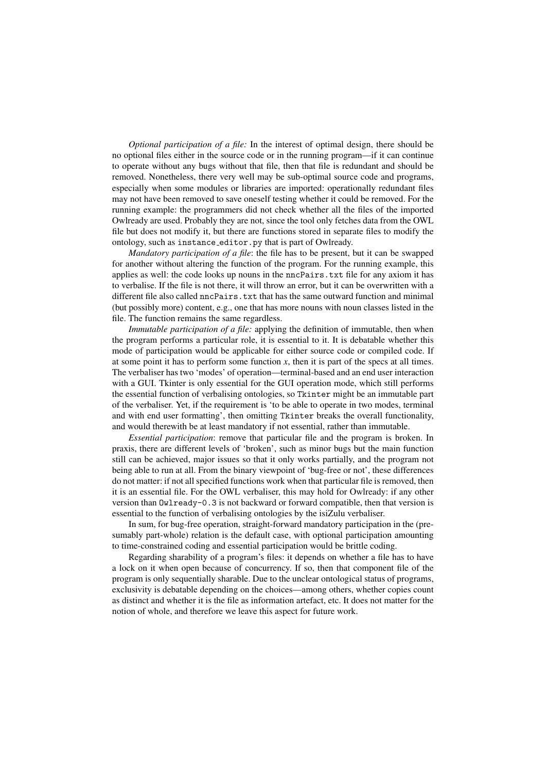*Optional participation of a file:* In the interest of optimal design, there should be no optional files either in the source code or in the running program—if it can continue to operate without any bugs without that file, then that file is redundant and should be removed. Nonetheless, there very well may be sub-optimal source code and programs, especially when some modules or libraries are imported: operationally redundant files may not have been removed to save oneself testing whether it could be removed. For the running example: the programmers did not check whether all the files of the imported Owlready are used. Probably they are not, since the tool only fetches data from the OWL file but does not modify it, but there are functions stored in separate files to modify the ontology, such as `instance_editor.py` that is part of Owlready.

*Mandatory participation of a file*: the file has to be present, but it can be swapped for another without altering the function of the program. For the running example, this applies as well: the code looks up nouns in the `nncPairs.txt` file for any axiom it has to verbalise. If the file is not there, it will throw an error, but it can be overwritten with a different file also called `nncPairs.txt` that has the same outward function and minimal (but possibly more) content, e.g., one that has more nouns with noun classes listed in the file. The function remains the same regardless.

*Immutable participation of a file:* applying the definition of immutable, then when the program performs a particular role, it is essential to it. It is debatable whether this mode of participation would be applicable for either source code or compiled code. If at some point it has to perform some function $x$, then it is part of the specs at all times. The verbaliser has two 'modes' of operation—terminal-based and an end user interaction with a GUI. Tkinter is only essential for the GUI operation mode, which still performs the essential function of verbalising ontologies, so `Tkinter` might be an immutable part of the verbaliser. Yet, if the requirement is 'to be able to operate in two modes, terminal and with end user formatting', then omitting `Tkinter` breaks the overall functionality, and would therewith be at least mandatory if not essential, rather than immutable.

*Essential participation*: remove that particular file and the program is broken. In praxis, there are different levels of 'broken', such as minor bugs but the main function still can be achieved, major issues so that it only works partially, and the program not being able to run at all. From the binary viewpoint of 'bug-free or not', these differences do not matter: if not all specified functions work when that particular file is removed, then it is an essential file. For the OWL verbaliser, this may hold for Owlready: if any other version than `Owlready-0.3` is not backward or forward compatible, then that version is essential to the function of verbalising ontologies by the isiZulu verbaliser.

In sum, for bug-free operation, straight-forward mandatory participation in the (presumably part-whole) relation is the default case, with optional participation amounting to time-constrained coding and essential participation would be brittle coding.

Regarding sharability of a program's files: it depends on whether a file has to have a lock on it when open because of concurrency. If so, then that component file of the program is only sequentially sharable. Due to the unclear ontological status of programs, exclusivity is debatable depending on the choices—among others, whether copies count as distinct and whether it is the file as information artefact, etc. It does not matter for the notion of whole, and therefore we leave this aspect for future work.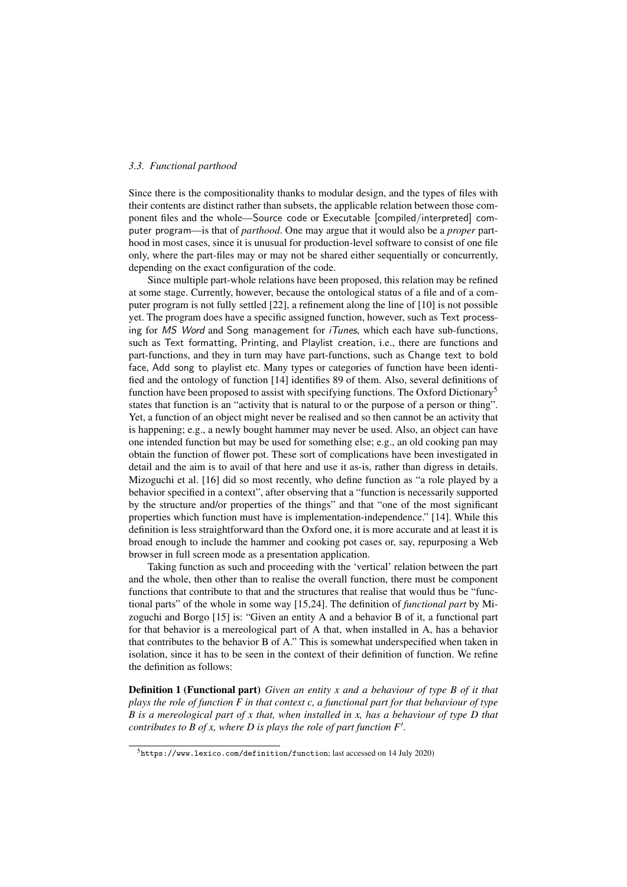### 3.3. Functional parthood

Since there is the compositionality thanks to modular design, and the types of files with their contents are distinct rather than subsets, the applicable relation between those component files and the whole—Source code or Executable [compiled/interpreted] computer program—is that of *parthood*. One may argue that it would also be a *proper* parthood in most cases, since it is unusual for production-level software to consist of one file only, where the part-files may or may not be shared either sequentially or concurrently, depending on the exact configuration of the code.

Since multiple part-whole relations have been proposed, this relation may be refined at some stage. Currently, however, because the ontological status of a file and of a computer program is not fully settled [22], a refinement along the line of [10] is not possible yet. The program does have a specific assigned function, however, such as Text processing for *MS Word* and Song management for *iTunes*, which each have sub-functions, such as Text formatting, Printing, and Playlist creation, i.e., there are functions and part-functions, and they in turn may have part-functions, such as Change text to bold face, Add song to playlist etc. Many types or categories of function have been identified and the ontology of function [14] identifies 89 of them. Also, several definitions of function have been proposed to assist with specifying functions. The Oxford Dictionary[5] states that function is an "activity that is natural to or the purpose of a person or thing". Yet, a function of an object might never be realised and so then cannot be an activity that is happening; e.g., a newly bought hammer may never be used. Also, an object can have one intended function but may be used for something else; e.g., an old cooking pan may obtain the function of flower pot. These sort of complications have been investigated in detail and the aim is to avail of that here and use it as-is, rather than digress in details. Mizoguchi et al. [16] did so most recently, who define function as "a role played by a behavior specified in a context", after observing that a "function is necessarily supported by the structure and/or properties of the things" and that "one of the most significant properties which function must have is implementation-independence." [14]. While this definition is less straightforward than the Oxford one, it is more accurate and at least it is broad enough to include the hammer and cooking pot cases or, say, repurposing a Web browser in full screen mode as a presentation application.

Taking function as such and proceeding with the 'vertical' relation between the part and the whole, then other than to realise the overall function, there must be component functions that contribute to that and the structures that realise that would thus be "functional parts" of the whole in some way [15,24]. The definition of *functional part* by Mizoguchi and Borgo [15] is: "Given an entity A and a behavior B of it, a functional part for that behavior is a mereological part of A that, when installed in A, has a behavior that contributes to the behavior B of A." This is somewhat underspecified when taken in isolation, since it has to be seen in the context of their definition of function. We refine the definition as follows:

**Definition 1 (Functional part)** *Given an entity x and a behaviour of type B of it that plays the role of function F in that context c, a functional part for that behaviour of type B is a mereological part of x that, when installed in x, has a behaviour of type D that contributes to B of x, where D is plays the role of part function $F'$.*

[5] `https://www.lexico.com/definition/function`; last accessed on 14 July 2020)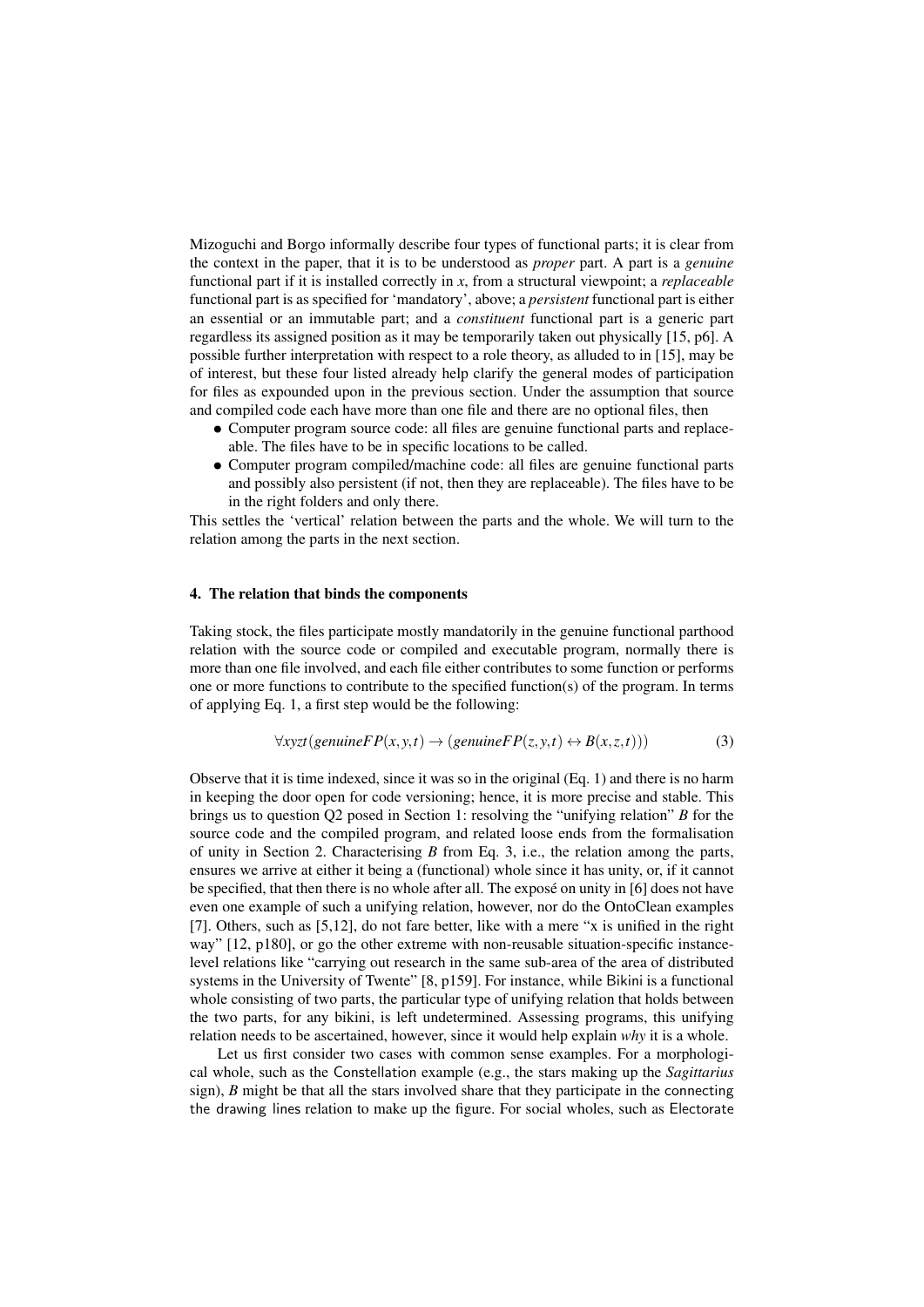Mizoguchi and Borgo informally describe four types of functional parts; it is clear from the context in the paper, that it is to be understood as *proper* part. A part is a *genuine* functional part if it is installed correctly in $x$, from a structural viewpoint; a *replaceable* functional part is as specified for 'mandatory', above; a *persistent* functional part is either an essential or an immutable part; and a *constituent* functional part is a generic part regardless its assigned position as it may be temporarily taken out physically [15, p6]. A possible further interpretation with respect to a role theory, as alluded to in [15], may be of interest, but these four listed already help clarify the general modes of participation for files as expounded upon in the previous section. Under the assumption that source and compiled code each have more than one file and there are no optional files, then

- Computer program source code: all files are genuine functional parts and replaceable. The files have to be in specific locations to be called.
- Computer program compiled/machine code: all files are genuine functional parts and possibly also persistent (if not, then they are replaceable). The files have to be in the right folders and only there.

This settles the 'vertical' relation between the parts and the whole. We will turn to the relation among the parts in the next section.

## 4. The relation that binds the components

Taking stock, the files participate mostly mandatorily in the genuine functional parthood relation with the source code or compiled and executable program, normally there is more than one file involved, and each file either contributes to some function or performs one or more functions to contribute to the specified function(s) of the program. In terms of applying Eq. 1, a first step would be the following:

$$\forall xyzt(genuineFP(x,y,t) \rightarrow (genuineFP(z,y,t) \leftrightarrow B(x,z,t))) \tag{3}$$

Observe that it is time indexed, since it was so in the original (Eq. 1) and there is no harm in keeping the door open for code versioning; hence, it is more precise and stable. This brings us to question Q2 posed in Section 1: resolving the "unifying relation" $B$ for the source code and the compiled program, and related loose ends from the formalisation of unity in Section 2. Characterising $B$ from Eq. 3, i.e., the relation among the parts, ensures we arrive at either it being a (functional) whole since it has unity, or, if it cannot be specified, that then there is no whole after all. The exposé on unity in [6] does not have even one example of such a unifying relation, however, nor do the OntoClean examples [7]. Others, such as [5,12], do not fare better, like with a mere "x is unified in the right way" [12, p180], or go the other extreme with non-reusable situation-specific instance-level relations like "carrying out research in the same sub-area of the area of distributed systems in the University of Twente" [8, p159]. For instance, while Bikini is a functional whole consisting of two parts, the particular type of unifying relation that holds between the two parts, for any bikini, is left undetermined. Assessing programs, this unifying relation needs to be ascertained, however, since it would help explain *why* it is a whole.

Let us first consider two cases with common sense examples. For a morphological whole, such as the Constellation example (e.g., the stars making up the *Sagittarius* sign), $B$ might be that all the stars involved share that they participate in the connecting the drawing lines relation to make up the figure. For social wholes, such as Electorate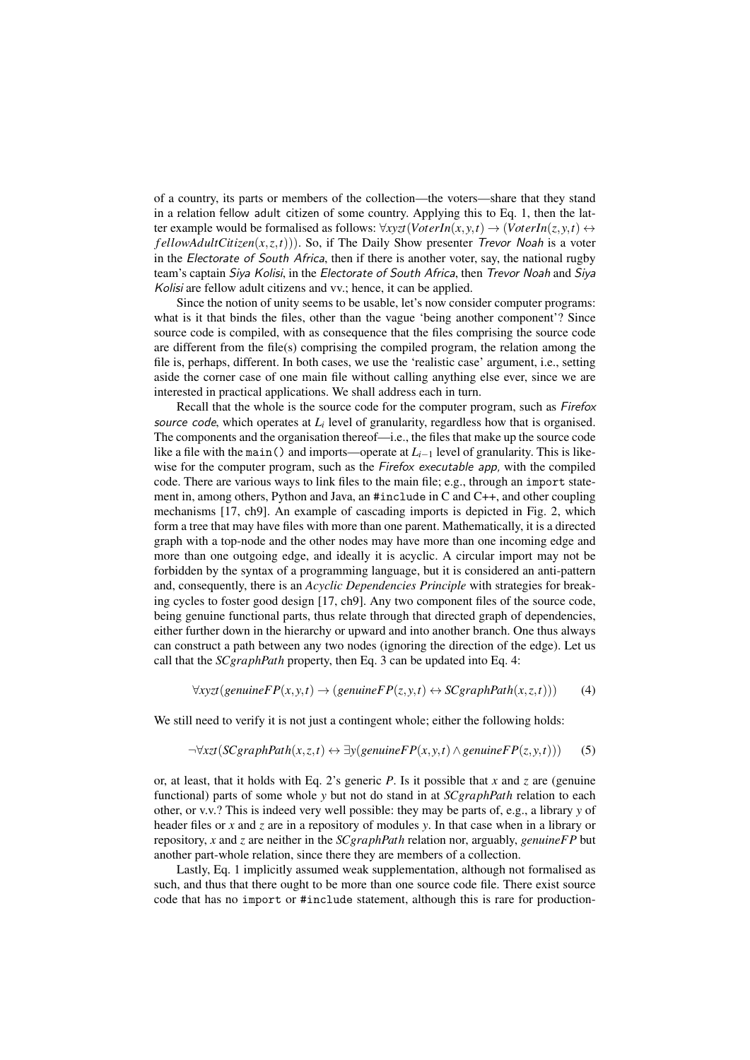of a country, its parts or members of the collection—the voters—share that they stand in a relation fellow adult citizen of some country. Applying this to Eq. 1, then the latter example would be formalised as follows: $\forall xyzt(VoterIn(x,y,t) \rightarrow (VoterIn(z,y,t) \leftrightarrow fellowAdultCitizen(x,z,t)))$. So, if The Daily Show presenter *Trevor Noah* is a voter in the *Electorate of South Africa*, then if there is another voter, say, the national rugby team's captain *Siya Kolisi*, in the *Electorate of South Africa*, then *Trevor Noah* and *Siya Kolisi* are fellow adult citizens and vv.; hence, it can be applied.

Since the notion of unity seems to be usable, let's now consider computer programs: what is it that binds the files, other than the vague 'being another component'? Since source code is compiled, with as consequence that the files comprising the source code are different from the file(s) comprising the compiled program, the relation among the file is, perhaps, different. In both cases, we use the 'realistic case' argument, i.e., setting aside the corner case of one main file without calling anything else ever, since we are interested in practical applications. We shall address each in turn.

Recall that the whole is the source code for the computer program, such as *Firefox source code*, which operates at $L_i$ level of granularity, regardless how that is organised. The components and the organisation thereof—i.e., the files that make up the source code like a file with the `main()` and imports—operate at $L_{i-1}$ level of granularity. This is likewise for the computer program, such as the *Firefox executable app*, with the compiled code. There are various ways to link files to the main file; e.g., through an `import` statement in, among others, Python and Java, an `#include` in C and C++, and other coupling mechanisms [17, ch9]. An example of cascading imports is depicted in Fig. 2, which form a tree that may have files with more than one parent. Mathematically, it is a directed graph with a top-node and the other nodes may have more than one incoming edge and more than one outgoing edge, and ideally it is acyclic. A circular import may not be forbidden by the syntax of a programming language, but it is considered an anti-pattern and, consequently, there is an *Acyclic Dependencies Principle* with strategies for breaking cycles to foster good design [17, ch9]. Any two component files of the source code, being genuine functional parts, thus relate through that directed graph of dependencies, either further down in the hierarchy or upward and into another branch. One thus always can construct a path between any two nodes (ignoring the direction of the edge). Let us call that the *SCgraphPath* property, then Eq. 3 can be updated into Eq. 4:

$$\forall xyzt(genuineFP(x,y,t) \rightarrow (genuineFP(z,y,t) \leftrightarrow SCgraphPath(x,z,t))) \tag{4}$$

We still need to verify it is not just a contingent whole; either the following holds:

$$\neg\forall xzt(SCgraphPath(x,z,t) \leftrightarrow \exists y(genuineFP(x,y,t) \land genuineFP(z,y,t))) \tag{5}$$

or, at least, that it holds with Eq. 2's generic $P$. Is it possible that $x$ and $z$ are (genuine functional) parts of some whole $y$ but not do stand in at *SCgraphPath* relation to each other, or v.v.? This is indeed very well possible: they may be parts of, e.g., a library $y$ of header files or $x$ and $z$ are in a repository of modules $y$. In that case when in a library or repository, $x$ and $z$ are neither in the *SCgraphPath* relation nor, arguably, *genuineFP* but another part-whole relation, since there they are members of a collection.

Lastly, Eq. 1 implicitly assumed weak supplementation, although not formalised as such, and thus that there ought to be more than one source code file. There exist source code that has no `import` or `#include` statement, although this is rare for production-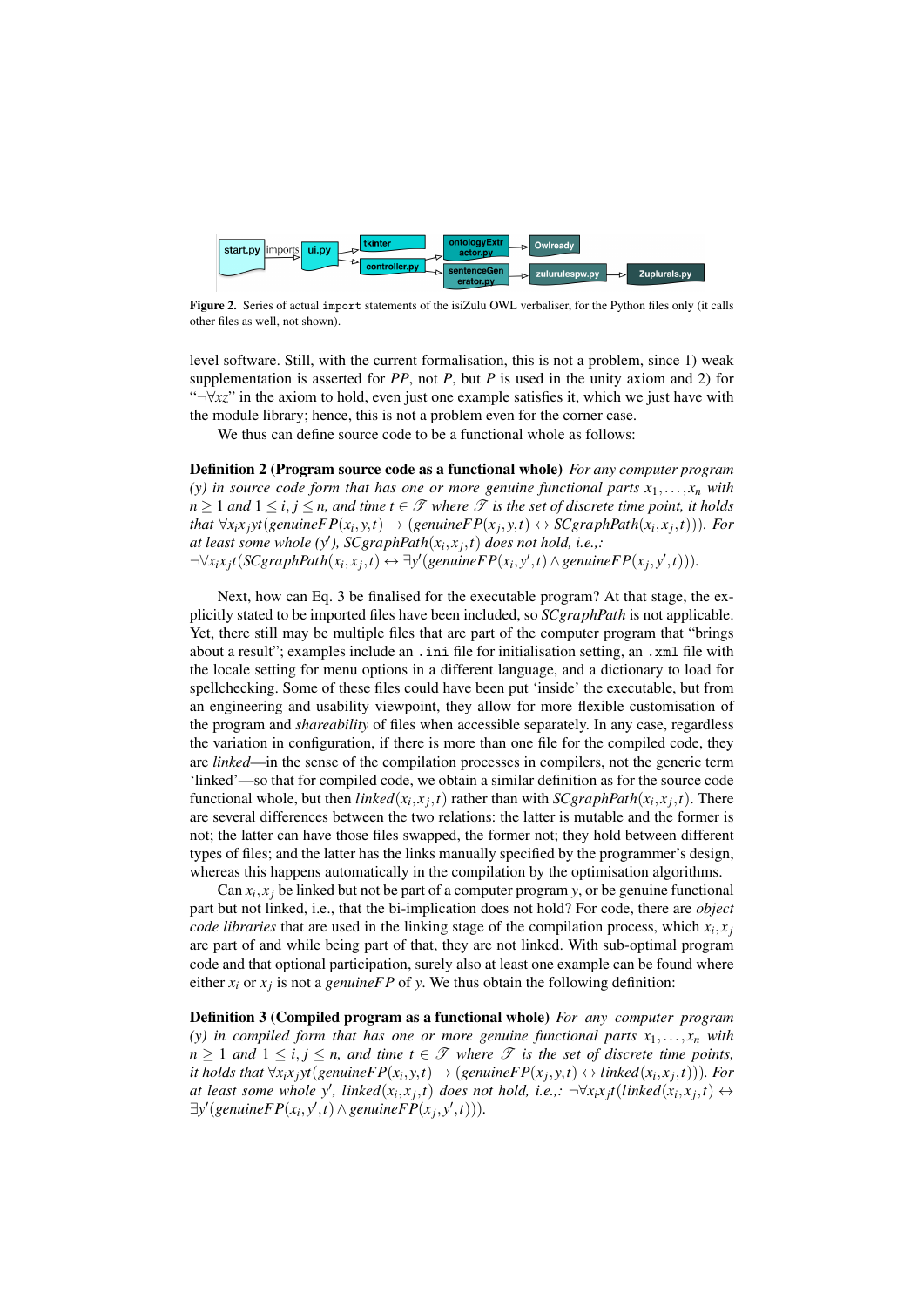**Figure 2.** Series of actual `import` statements of the isiZulu OWL verbaliser, for the Python files only (it calls other files as well, not shown).

level software. Still, with the current formalisation, this is not a problem, since 1) weak supplementation is asserted for *PP*, not *P*, but *P* is used in the unity axiom and 2) for "$\neg\forall xz$" in the axiom to hold, even just one example satisfies it, which we just have with the module library; hence, this is not a problem even for the corner case.

We thus can define source code to be a functional whole as follows:

**Definition 2 (Program source code as a functional whole)** *For any computer program (y) in source code form that has one or more genuine functional parts $x_1, \ldots, x_n$ with $n \geq 1$ and $1 \leq i, j \leq n$, and time $t \in \mathscr{T}$ where $\mathscr{T}$ is the set of discrete time point, it holds that $\forall x_i x_j yt(genuineFP(x_i, y, t) \rightarrow (genuineFP(x_j, y, t) \leftrightarrow SCgraphPath(x_i, x_j, t)))$. For at least some whole ($y'$), $SCgraphPath(x_i, x_j, t)$ does not hold, i.e.,: $\neg\forall x_i x_j t(SCgraphPath(x_i, x_j, t) \leftrightarrow \exists y'(genuineFP(x_i, y', t) \wedge genuineFP(x_j, y', t)))$.*

Next, how can Eq. 3 be finalised for the executable program? At that stage, the explicitly stated to be imported files have been included, so *SCgraphPath* is not applicable. Yet, there still may be multiple files that are part of the computer program that "brings about a result"; examples include an `.ini` file for initialisation setting, an `.xml` file with the locale setting for menu options in a different language, and a dictionary to load for spellchecking. Some of these files could have been put 'inside' the executable, but from an engineering and usability viewpoint, they allow for more flexible customisation of the program and *shareability* of files when accessible separately. In any case, regardless the variation in configuration, if there is more than one file for the compiled code, they are *linked*—in the sense of the compilation processes in compilers, not the generic term 'linked'—so that for compiled code, we obtain a similar definition as for the source code functional whole, but then $linked(x_i, x_j, t)$ rather than with $SCgraphPath(x_i, x_j, t)$. There are several differences between the two relations: the latter is mutable and the former is not; the latter can have those files swapped, the former not; they hold between different types of files; and the latter has the links manually specified by the programmer's design, whereas this happens automatically in the compilation by the optimisation algorithms.

Can $x_i, x_j$ be linked but not be part of a computer program $y$, or be genuine functional part but not linked, i.e., that the bi-implication does not hold? For code, there are *object code libraries* that are used in the linking stage of the compilation process, which $x_i, x_j$ are part of and while being part of that, they are not linked. With sub-optimal program code and that optional participation, surely also at least one example can be found where either $x_i$ or $x_j$ is not a *genuineFP* of $y$. We thus obtain the following definition:

**Definition 3 (Compiled program as a functional whole)** *For any computer program (y) in compiled form that has one or more genuine functional parts $x_1, \ldots, x_n$ with $n \geq 1$ and $1 \leq i, j \leq n$, and time $t \in \mathscr{T}$ where $\mathscr{T}$ is the set of discrete time points, it holds that $\forall x_i x_j yt(genuineFP(x_i, y, t) \rightarrow (genuineFP(x_j, y, t) \leftrightarrow linked(x_i, x_j, t)))$. For at least some whole $y'$, $linked(x_i, x_j, t)$ does not hold, i.e.,: $\neg\forall x_i x_j t(linked(x_i, x_j, t) \leftrightarrow \exists y'(genuineFP(x_i, y', t) \wedge genuineFP(x_j, y', t)))$.*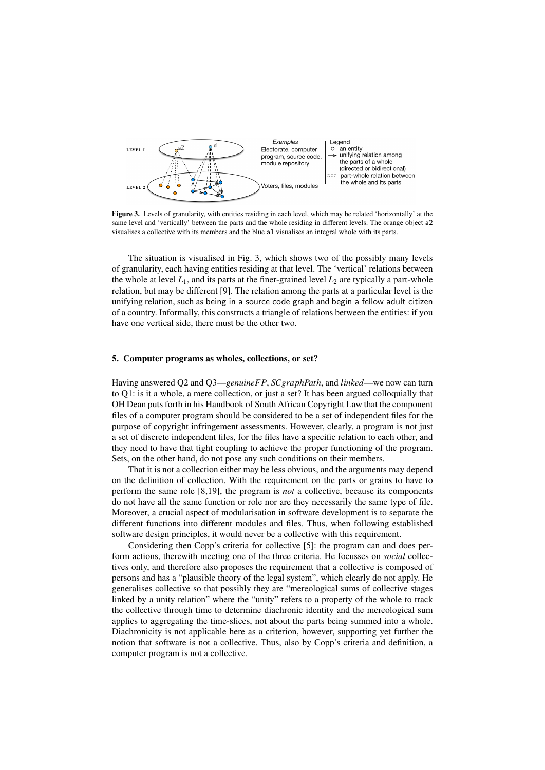Figure 3. Levels of granularity, with entities residing in each level, which may be related 'horizontally' at the same level and 'vertically' between the parts and the whole residing in different levels. The orange object a2 visualises a collective with its members and the blue a1 visualises an integral whole with its parts.

The situation is visualised in Fig. 3, which shows two of the possibly many levels of granularity, each having entities residing at that level. The 'vertical' relations between the whole at level $L_1$, and its parts at the finer-grained level $L_2$ are typically a part-whole relation, but may be different [9]. The relation among the parts at a particular level is the unifying relation, such as being in a source code graph and begin a fellow adult citizen of a country. Informally, this constructs a triangle of relations between the entities: if you have one vertical side, there must be the other two.

## 5. Computer programs as wholes, collections, or set?

Having answered Q2 and Q3—*genuineFP*, *SCgraphPath*, and *linked*—we now can turn to Q1: is it a whole, a mere collection, or just a set? It has been argued colloquially that OH Dean puts forth in his Handbook of South African Copyright Law that the component files of a computer program should be considered to be a set of independent files for the purpose of copyright infringement assessments. However, clearly, a program is not just a set of discrete independent files, for the files have a specific relation to each other, and they need to have that tight coupling to achieve the proper functioning of the program. Sets, on the other hand, do not pose any such conditions on their members.

That it is not a collection either may be less obvious, and the arguments may depend on the definition of collection. With the requirement on the parts or grains to have to perform the same role [8,19], the program is *not* a collective, because its components do not have all the same function or role nor are they necessarily the same type of file. Moreover, a crucial aspect of modularisation in software development is to separate the different functions into different modules and files. Thus, when following established software design principles, it would never be a collective with this requirement.

Considering then Copp's criteria for collective [5]: the program can and does perform actions, therewith meeting one of the three criteria. He focusses on *social* collectives only, and therefore also proposes the requirement that a collective is composed of persons and has a "plausible theory of the legal system", which clearly do not apply. He generalises collective so that possibly they are "mereological sums of collective stages linked by a unity relation" where the "unity" refers to a property of the whole to track the collective through time to determine diachronic identity and the mereological sum applies to aggregating the time-slices, not about the parts being summed into a whole. Diachronicity is not applicable here as a criterion, however, supporting yet further the notion that software is not a collective. Thus, also by Copp's criteria and definition, a computer program is not a collective.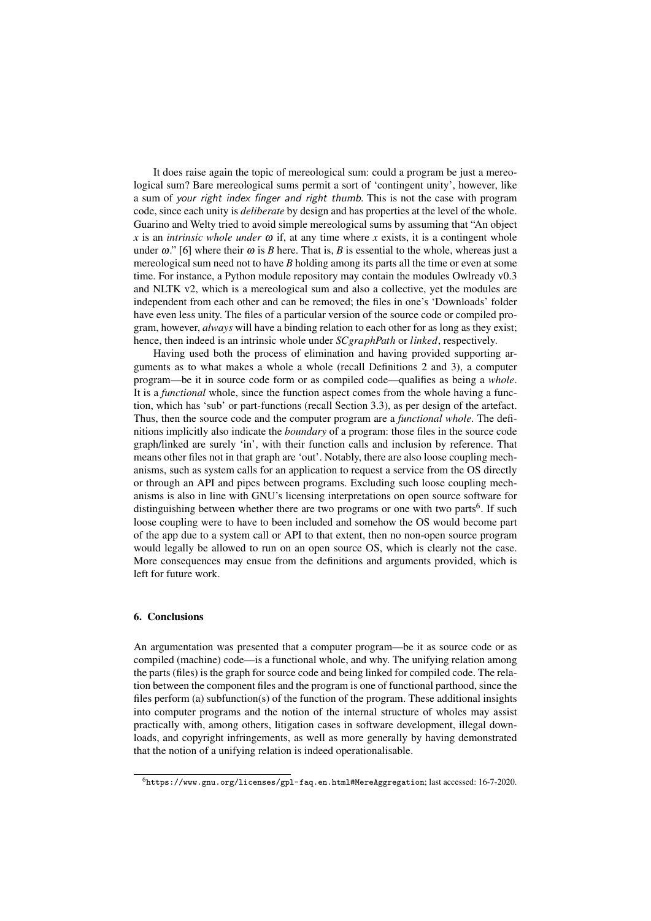It does raise again the topic of mereological sum: could a program be just a mereological sum? Bare mereological sums permit a sort of 'contingent unity', however, like a sum of *your right index finger and right thumb*. This is not the case with program code, since each unity is *deliberate* by design and has properties at the level of the whole. Guarino and Welty tried to avoid simple mereological sums by assuming that "An object $x$ is an *intrinsic whole under* $\omega$ if, at any time where $x$ exists, it is a contingent whole under $\omega$." [6] where their $\omega$ is $B$ here. That is, $B$ is essential to the whole, whereas just a mereological sum need not to have $B$ holding among its parts all the time or even at some time. For instance, a Python module repository may contain the modules Owlready v0.3 and NLTK v2, which is a mereological sum and also a collective, yet the modules are independent from each other and can be removed; the files in one's 'Downloads' folder have even less unity. The files of a particular version of the source code or compiled program, however, *always* will have a binding relation to each other for as long as they exist; hence, then indeed is an intrinsic whole under $SCgraphPath$ or $linked$, respectively.

Having used both the process of elimination and having provided supporting arguments as to what makes a whole a whole (recall Definitions 2 and 3), a computer program—be it in source code form or as compiled code—qualifies as being a *whole*. It is a *functional* whole, since the function aspect comes from the whole having a function, which has 'sub' or part-functions (recall Section 3.3), as per design of the artefact. Thus, then the source code and the computer program are a *functional whole*. The definitions implicitly also indicate the *boundary* of a program: those files in the source code graph/linked are surely 'in', with their function calls and inclusion by reference. That means other files not in that graph are 'out'. Notably, there are also loose coupling mechanisms, such as system calls for an application to request a service from the OS directly or through an API and pipes between programs. Excluding such loose coupling mechanisms is also in line with GNU's licensing interpretations on open source software for distinguishing between whether there are two programs or one with two parts[6]. If such loose coupling were to have to been included and somehow the OS would become part of the app due to a system call or API to that extent, then no non-open source program would legally be allowed to run on an open source OS, which is clearly not the case. More consequences may ensue from the definitions and arguments provided, which is left for future work.

## 6. Conclusions

An argumentation was presented that a computer program—be it as source code or as compiled (machine) code—is a functional whole, and why. The unifying relation among the parts (files) is the graph for source code and being linked for compiled code. The relation between the component files and the program is one of functional parthood, since the files perform (a) subfunction(s) of the function of the program. These additional insights into computer programs and the notion of the internal structure of wholes may assist practically with, among others, litigation cases in software development, illegal downloads, and copyright infringements, as well as more generally by having demonstrated that the notion of a unifying relation is indeed operationalisable.

---

[6] `https://www.gnu.org/licenses/gpl-faq.en.html#MereAggregation`; last accessed: 16-7-2020.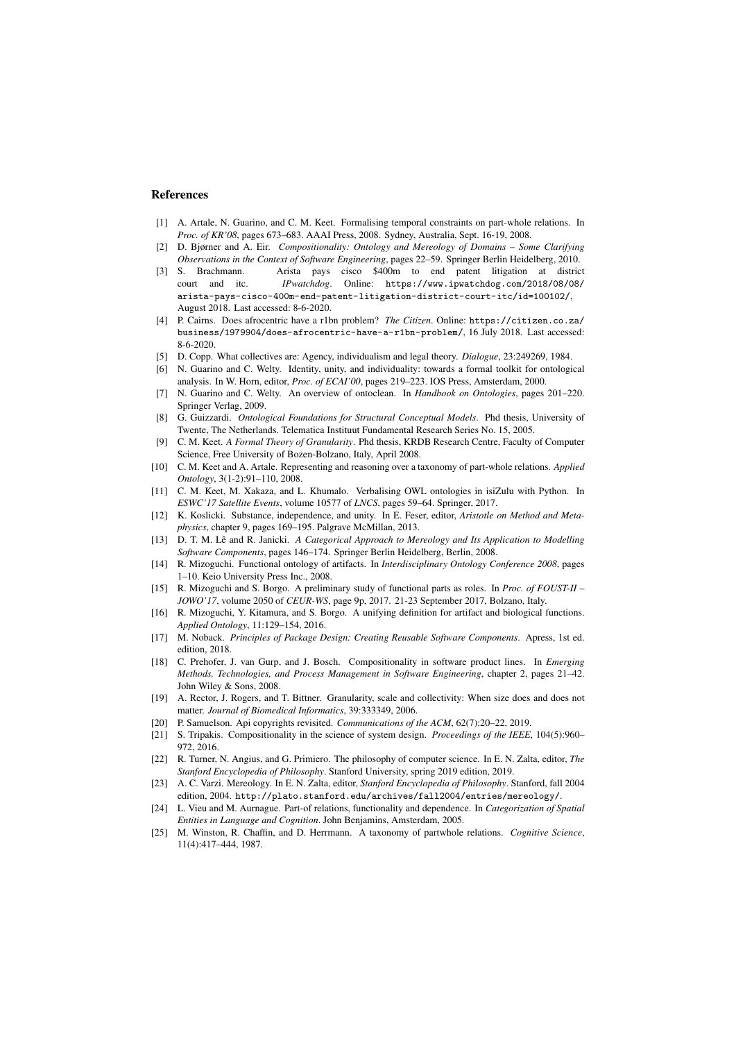## References

[1] A. Artale, N. Guarino, and C. M. Keet. Formalising temporal constraints on part-whole relations. In *Proc. of KR'08*, pages 673–683. AAAI Press, 2008. Sydney, Australia, Sept. 16-19, 2008.

[2] D. Bjørner and A. Eir. *Compositionality: Ontology and Mereology of Domains – Some Clarifying Observations in the Context of Software Engineering*, pages 22–59. Springer Berlin Heidelberg, 2010.

[3] S. Brachmann. Arista pays cisco $400m to end patent litigation at district court and itc. *IPwatchdog*. Online: `https://www.ipwatchdog.com/2018/08/08/arista-pays-cisco-400m-end-patent-litigation-district-court-itc/id=100102/`, August 2018. Last accessed: 8-6-2020.

[4] P. Cairns. Does afrocentric have a r1bn problem? *The Citizen*. Online: `https://citizen.co.za/business/1979904/does-afrocentric-have-a-r1bn-problem/`, 16 July 2018. Last accessed: 8-6-2020.

[5] D. Copp. What collectives are: Agency, individualism and legal theory. *Dialogue*, 23:249269, 1984.

[6] N. Guarino and C. Welty. Identity, unity, and individuality: towards a formal toolkit for ontological analysis. In W. Horn, editor, *Proc. of ECAI'00*, pages 219–223. IOS Press, Amsterdam, 2000.

[7] N. Guarino and C. Welty. An overview of ontoclean. In *Handbook on Ontologies*, pages 201–220. Springer Verlag, 2009.

[8] G. Guizzardi. *Ontological Foundations for Structural Conceptual Models*. Phd thesis, University of Twente, The Netherlands. Telematica Instituut Fundamental Research Series No. 15, 2005.

[9] C. M. Keet. *A Formal Theory of Granularity*. Phd thesis, KRDB Research Centre, Faculty of Computer Science, Free University of Bozen-Bolzano, Italy, April 2008.

[10] C. M. Keet and A. Artale. Representing and reasoning over a taxonomy of part-whole relations. *Applied Ontology*, 3(1-2):91–110, 2008.

[11] C. M. Keet, M. Xakaza, and L. Khumalo. Verbalising OWL ontologies in isiZulu with Python. In *ESWC'17 Satellite Events*, volume 10577 of *LNCS*, pages 59–64. Springer, 2017.

[12] K. Koslicki. Substance, independence, and unity. In E. Feser, editor, *Aristotle on Method and Metaphysics*, chapter 9, pages 169–195. Palgrave McMillan, 2013.

[13] D. T. M. Lê and R. Janicki. *A Categorical Approach to Mereology and Its Application to Modelling Software Components*, pages 146–174. Springer Berlin Heidelberg, Berlin, 2008.

[14] R. Mizoguchi. Functional ontology of artifacts. In *Interdisciplinary Ontology Conference 2008*, pages 1–10. Keio University Press Inc., 2008.

[15] R. Mizoguchi and S. Borgo. A preliminary study of functional parts as roles. In *Proc. of FOUST-II – JOWO'17*, volume 2050 of *CEUR-WS*, page 9p, 2017. 21-23 September 2017, Bolzano, Italy.

[16] R. Mizoguchi, Y. Kitamura, and S. Borgo. A unifying definition for artifact and biological functions. *Applied Ontology*, 11:129–154, 2016.

[17] M. Noback. *Principles of Package Design: Creating Reusable Software Components*. Apress, 1st ed. edition, 2018.

[18] C. Prehofer, J. van Gurp, and J. Bosch. Compositionality in software product lines. In *Emerging Methods, Technologies, and Process Management in Software Engineering*, chapter 2, pages 21–42. John Wiley & Sons, 2008.

[19] A. Rector, J. Rogers, and T. Bittner. Granularity, scale and collectivity: When size does and does not matter. *Journal of Biomedical Informatics*, 39:333349, 2006.

[20] P. Samuelson. Api copyrights revisited. *Communications of the ACM*, 62(7):20–22, 2019.

[21] S. Tripakis. Compositionality in the science of system design. *Proceedings of the IEEE*, 104(5):960–972, 2016.

[22] R. Turner, N. Angius, and G. Primiero. The philosophy of computer science. In E. N. Zalta, editor, *The Stanford Encyclopedia of Philosophy*. Stanford University, spring 2019 edition, 2019.

[23] A. C. Varzi. Mereology. In E. N. Zalta, editor, *Stanford Encyclopedia of Philosophy*. Stanford, fall 2004 edition, 2004. `http://plato.stanford.edu/archives/fall2004/entries/mereology/`.

[24] L. Vieu and M. Aurnague. Part-of relations, functionality and dependence. In *Categorization of Spatial Entities in Language and Cognition*. John Benjamins, Amsterdam, 2005.

[25] M. Winston, R. Chaffin, and D. Herrmann. A taxonomy of partwhole relations. *Cognitive Science*, 11(4):417–444, 1987.